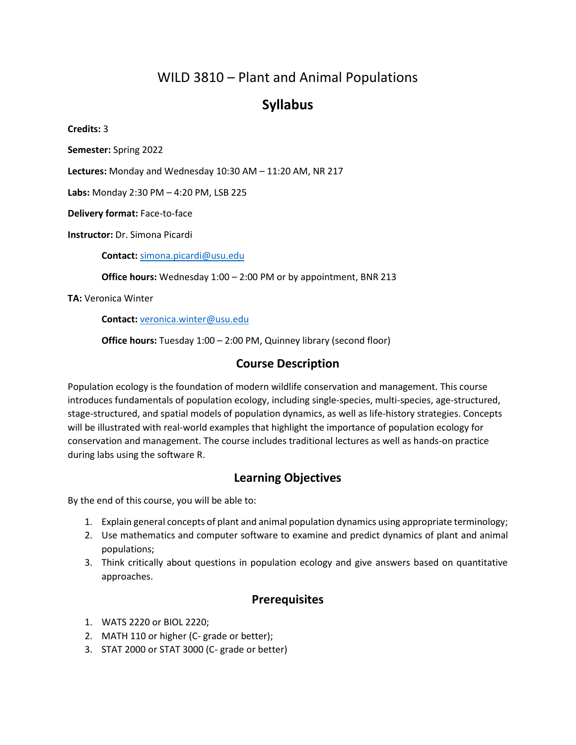# WILD 3810 – Plant and Animal Populations

## Syllabus

**Credits:** 3

**Semester:** Spring 2022

**Lectures:** Monday and Wednesday 10:30 AM – 11:20 AM, NR 217

**Labs:** Monday 2:30 PM – 4:20 PM, LSB 225

**Delivery format:** Face-to-face

**Instructor:** Dr. Simona Picardi

> **Contact:** simona.picardi@usu.edu
>
> **Office hours:** Wednesday 1:00 – 2:00 PM or by appointment, BNR 213

**TA:** Veronica Winter

> **Contact:** veronica.winter@usu.edu
>
> **Office hours:** Tuesday 1:00 – 2:00 PM, Quinney library (second floor)

## Course Description

Population ecology is the foundation of modern wildlife conservation and management. This course introduces fundamentals of population ecology, including single-species, multi-species, age-structured, stage-structured, and spatial models of population dynamics, as well as life-history strategies. Concepts will be illustrated with real-world examples that highlight the importance of population ecology for conservation and management. The course includes traditional lectures as well as hands-on practice during labs using the software R.

## Learning Objectives

By the end of this course, you will be able to:

1. Explain general concepts of plant and animal population dynamics using appropriate terminology;
2. Use mathematics and computer software to examine and predict dynamics of plant and animal populations;
3. Think critically about questions in population ecology and give answers based on quantitative approaches.

## Prerequisites

1. WATS 2220 or BIOL 2220;
2. MATH 110 or higher (C- grade or better);
3. STAT 2000 or STAT 3000 (C- grade or better)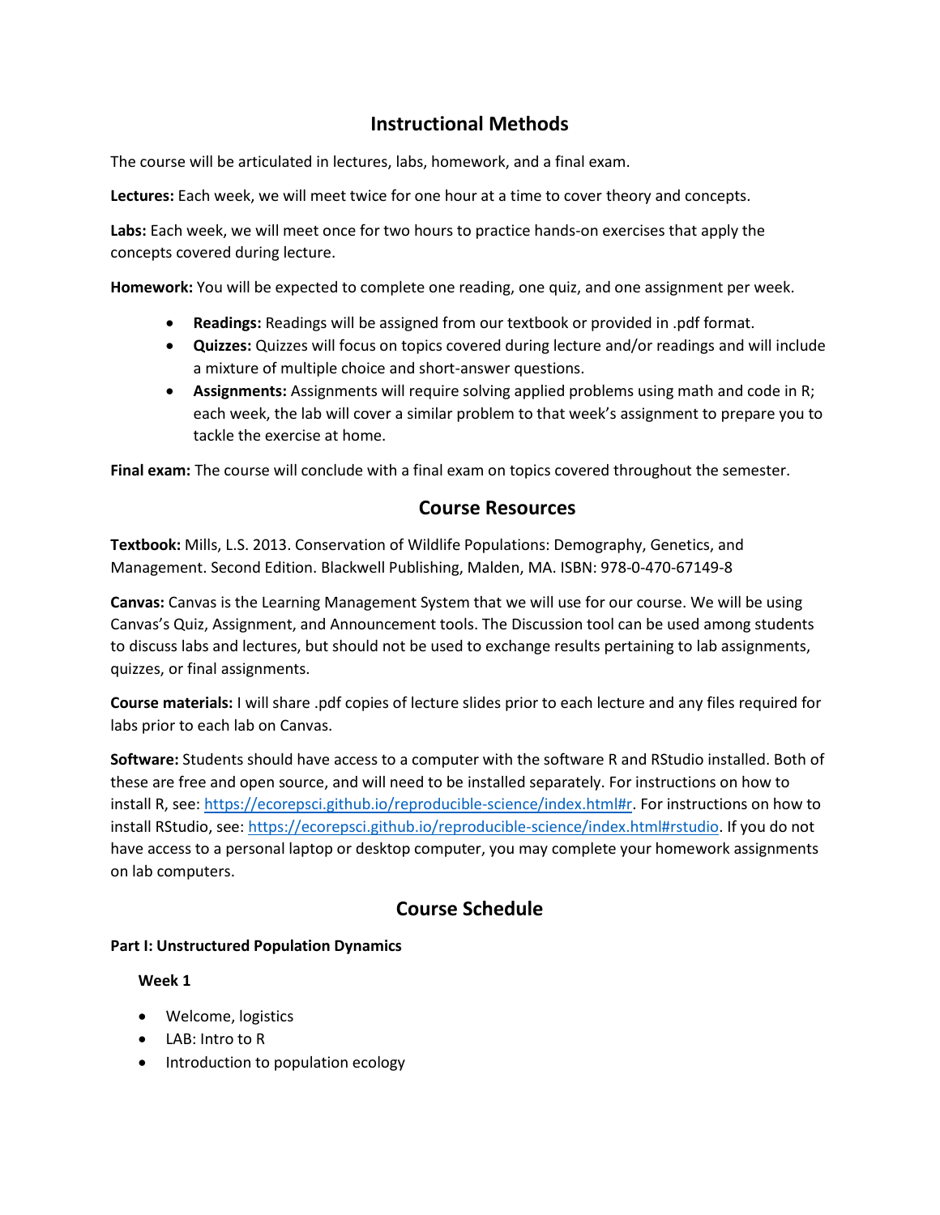## Instructional Methods

The course will be articulated in lectures, labs, homework, and a final exam.

**Lectures:** Each week, we will meet twice for one hour at a time to cover theory and concepts.

**Labs:** Each week, we will meet once for two hours to practice hands-on exercises that apply the concepts covered during lecture.

**Homework:** You will be expected to complete one reading, one quiz, and one assignment per week.

- **Readings:** Readings will be assigned from our textbook or provided in .pdf format.
- **Quizzes:** Quizzes will focus on topics covered during lecture and/or readings and will include a mixture of multiple choice and short-answer questions.
- **Assignments:** Assignments will require solving applied problems using math and code in R; each week, the lab will cover a similar problem to that week's assignment to prepare you to tackle the exercise at home.

**Final exam:** The course will conclude with a final exam on topics covered throughout the semester.

## Course Resources

**Textbook:** Mills, L.S. 2013. Conservation of Wildlife Populations: Demography, Genetics, and Management. Second Edition. Blackwell Publishing, Malden, MA. ISBN: 978-0-470-67149-8

**Canvas:** Canvas is the Learning Management System that we will use for our course. We will be using Canvas's Quiz, Assignment, and Announcement tools. The Discussion tool can be used among students to discuss labs and lectures, but should not be used to exchange results pertaining to lab assignments, quizzes, or final assignments.

**Course materials:** I will share .pdf copies of lecture slides prior to each lecture and any files required for labs prior to each lab on Canvas.

**Software:** Students should have access to a computer with the software R and RStudio installed. Both of these are free and open source, and will need to be installed separately. For instructions on how to install R, see: https://ecorepsci.github.io/reproducible-science/index.html#r. For instructions on how to install RStudio, see: https://ecorepsci.github.io/reproducible-science/index.html#rstudio. If you do not have access to a personal laptop or desktop computer, you may complete your homework assignments on lab computers.

## Course Schedule

**Part I: Unstructured Population Dynamics**

**Week 1**

- Welcome, logistics
- LAB: Intro to R
- Introduction to population ecology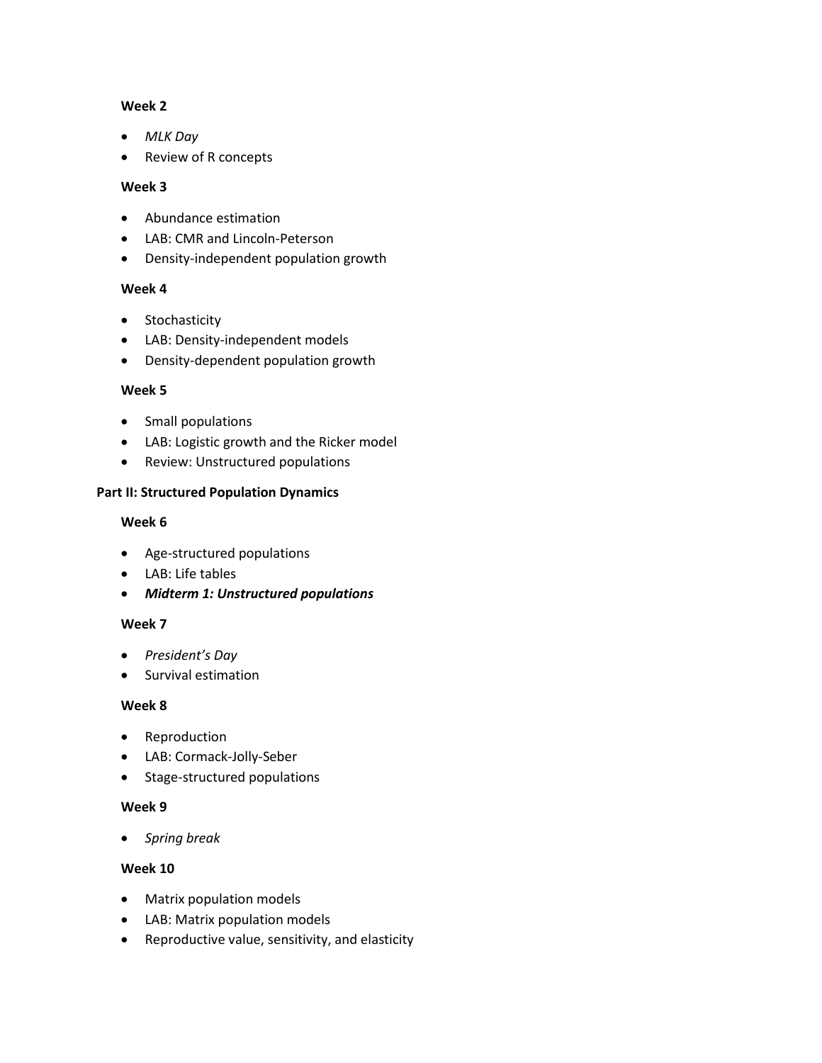**Week 2**

- *MLK Day*
- Review of R concepts

**Week 3**

- Abundance estimation
- LAB: CMR and Lincoln-Peterson
- Density-independent population growth

**Week 4**

- Stochasticity
- LAB: Density-independent models
- Density-dependent population growth

**Week 5**

- Small populations
- LAB: Logistic growth and the Ricker model
- Review: Unstructured populations

**Part II: Structured Population Dynamics**

**Week 6**

- Age-structured populations
- LAB: Life tables
- ***Midterm 1: Unstructured populations***

**Week 7**

- *President's Day*
- Survival estimation

**Week 8**

- Reproduction
- LAB: Cormack-Jolly-Seber
- Stage-structured populations

**Week 9**

- *Spring break*

**Week 10**

- Matrix population models
- LAB: Matrix population models
- Reproductive value, sensitivity, and elasticity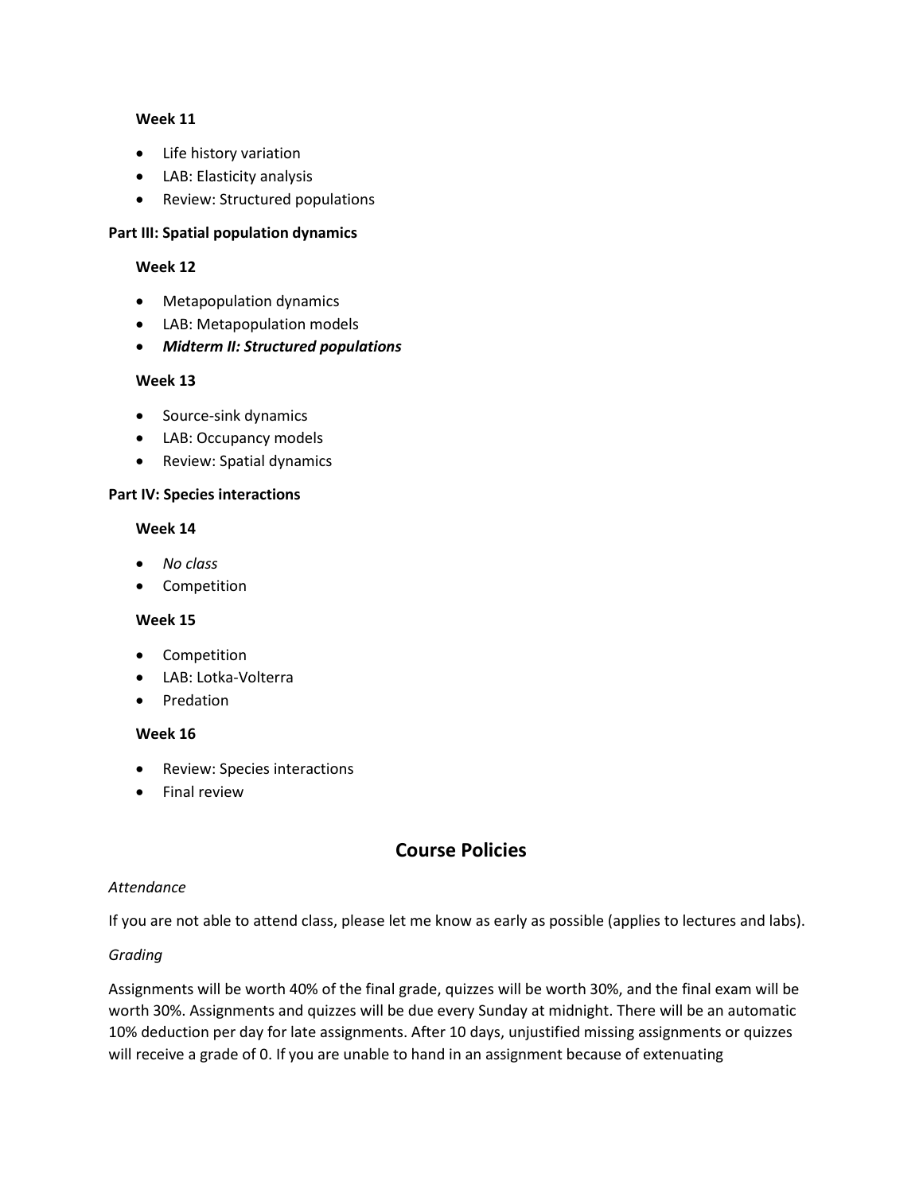#### Week 11

- Life history variation
- LAB: Elasticity analysis
- Review: Structured populations

### Part III: Spatial population dynamics

#### Week 12

- Metapopulation dynamics
- LAB: Metapopulation models
- ***Midterm II: Structured populations***

#### Week 13

- Source-sink dynamics
- LAB: Occupancy models
- Review: Spatial dynamics

### Part IV: Species interactions

#### Week 14

- *No class*
- Competition

#### Week 15

- Competition
- LAB: Lotka-Volterra
- Predation

#### Week 16

- Review: Species interactions
- Final review

## Course Policies

*Attendance*

If you are not able to attend class, please let me know as early as possible (applies to lectures and labs).

*Grading*

Assignments will be worth 40% of the final grade, quizzes will be worth 30%, and the final exam will be worth 30%. Assignments and quizzes will be due every Sunday at midnight. There will be an automatic 10% deduction per day for late assignments. After 10 days, unjustified missing assignments or quizzes will receive a grade of 0. If you are unable to hand in an assignment because of extenuating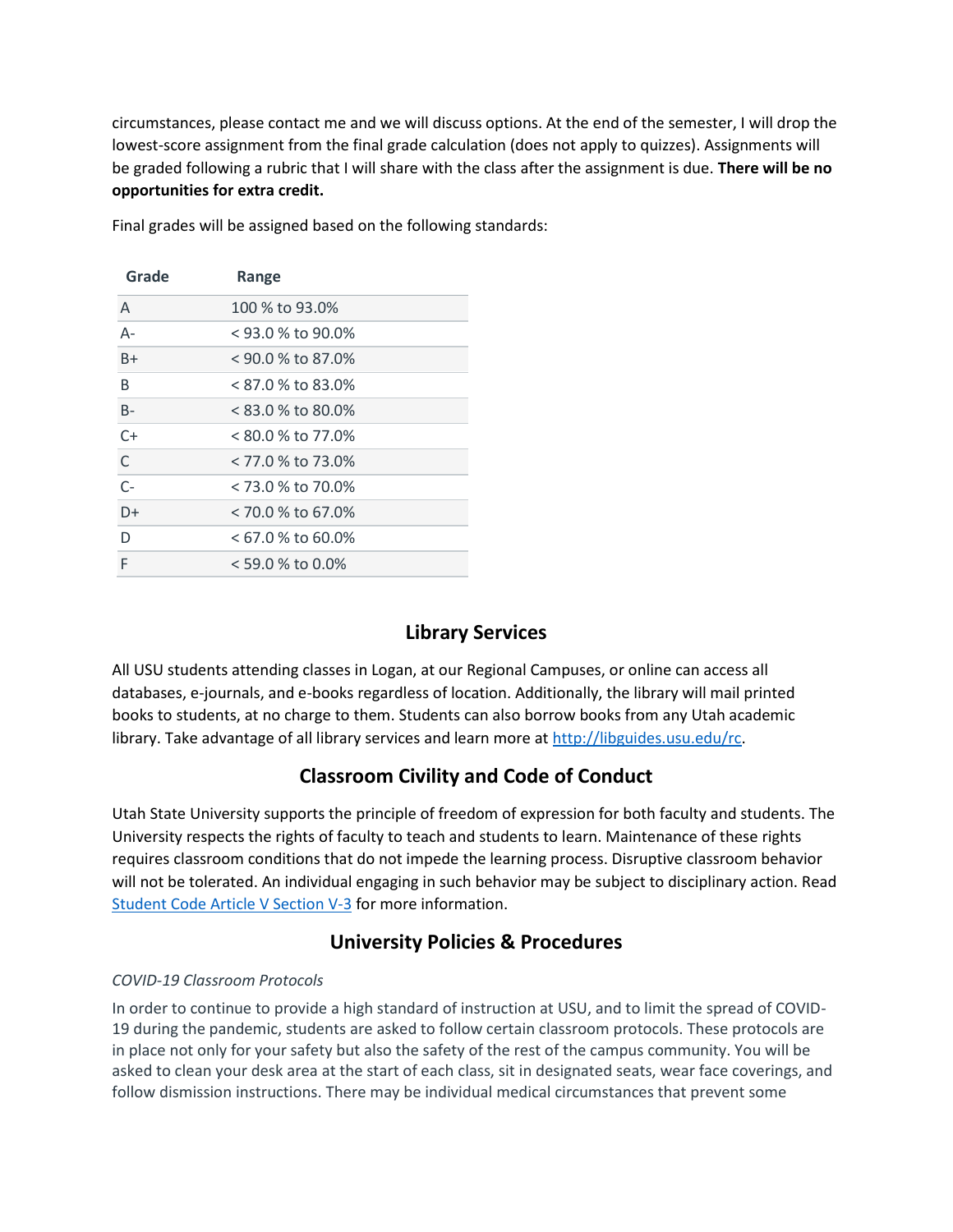circumstances, please contact me and we will discuss options. At the end of the semester, I will drop the lowest-score assignment from the final grade calculation (does not apply to quizzes). Assignments will be graded following a rubric that I will share with the class after the assignment is due. **There will be no opportunities for extra credit.**

Final grades will be assigned based on the following standards:

| Grade | Range |
|---|---|
| A | 100 % to 93.0% |
| A- | < 93.0 % to 90.0% |
| B+ | < 90.0 % to 87.0% |
| B | < 87.0 % to 83.0% |
| B- | < 83.0 % to 80.0% |
| C+ | < 80.0 % to 77.0% |
| C | < 77.0 % to 73.0% |
| C- | < 73.0 % to 70.0% |
| D+ | < 70.0 % to 67.0% |
| D | < 67.0 % to 60.0% |
| F | < 59.0 % to 0.0% |

## Library Services

All USU students attending classes in Logan, at our Regional Campuses, or online can access all databases, e-journals, and e-books regardless of location. Additionally, the library will mail printed books to students, at no charge to them. Students can also borrow books from any Utah academic library. Take advantage of all library services and learn more at [http://libguides.usu.edu/rc](http://libguides.usu.edu/rc).

## Classroom Civility and Code of Conduct

Utah State University supports the principle of freedom of expression for both faculty and students. The University respects the rights of faculty to teach and students to learn. Maintenance of these rights requires classroom conditions that do not impede the learning process. Disruptive classroom behavior will not be tolerated. An individual engaging in such behavior may be subject to disciplinary action. Read Student Code Article V Section V-3 for more information.

## University Policies & Procedures

*COVID-19 Classroom Protocols*

In order to continue to provide a high standard of instruction at USU, and to limit the spread of COVID-19 during the pandemic, students are asked to follow certain classroom protocols. These protocols are in place not only for your safety but also the safety of the rest of the campus community. You will be asked to clean your desk area at the start of each class, sit in designated seats, wear face coverings, and follow dismission instructions. There may be individual medical circumstances that prevent some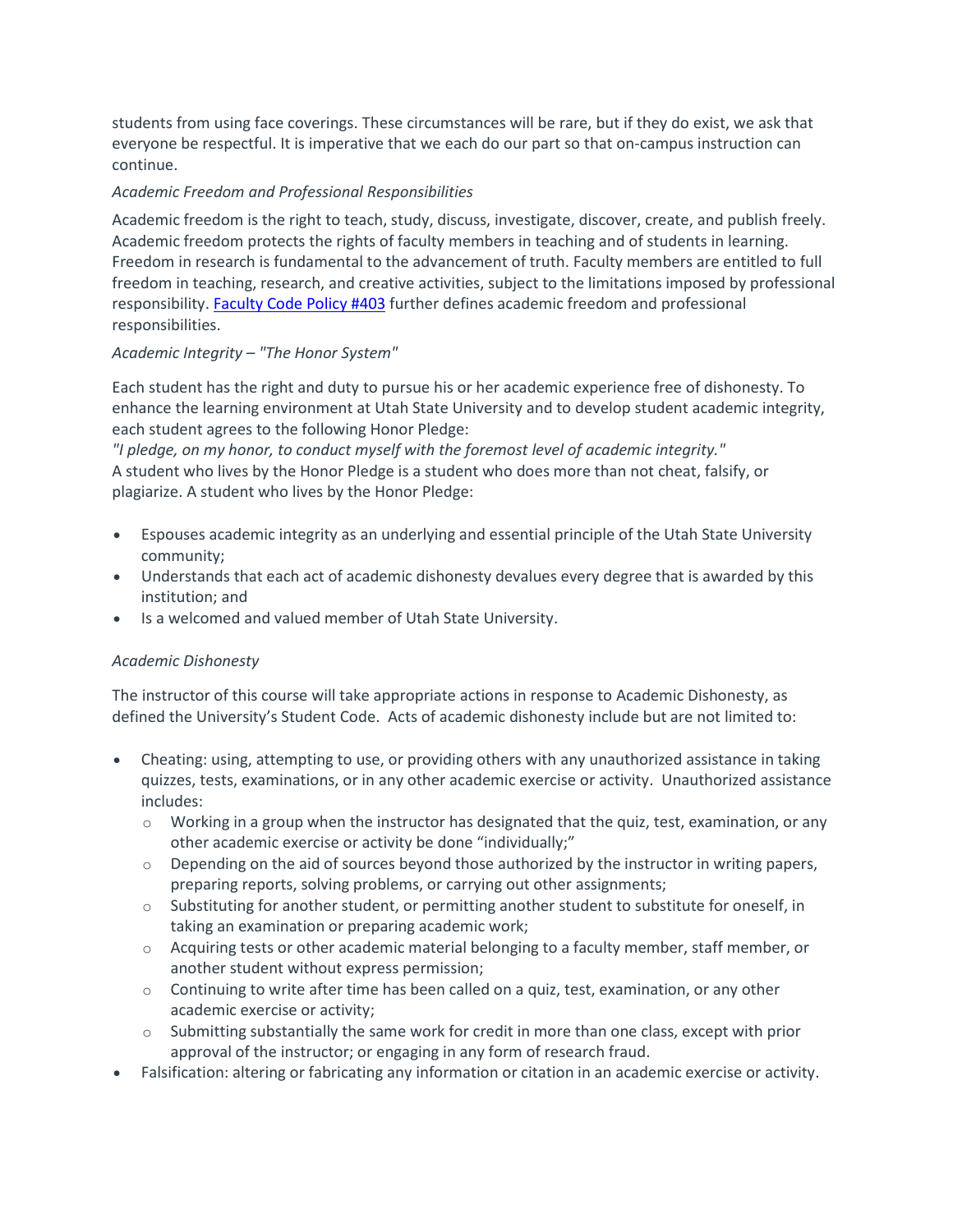students from using face coverings. These circumstances will be rare, but if they do exist, we ask that everyone be respectful. It is imperative that we each do our part so that on-campus instruction can continue.

*Academic Freedom and Professional Responsibilities*

Academic freedom is the right to teach, study, discuss, investigate, discover, create, and publish freely. Academic freedom protects the rights of faculty members in teaching and of students in learning. Freedom in research is fundamental to the advancement of truth. Faculty members are entitled to full freedom in teaching, research, and creative activities, subject to the limitations imposed by professional responsibility. Faculty Code Policy #403 further defines academic freedom and professional responsibilities.

*Academic Integrity – "The Honor System"*

Each student has the right and duty to pursue his or her academic experience free of dishonesty. To enhance the learning environment at Utah State University and to develop student academic integrity, each student agrees to the following Honor Pledge:
*"I pledge, on my honor, to conduct myself with the foremost level of academic integrity."*
A student who lives by the Honor Pledge is a student who does more than not cheat, falsify, or plagiarize. A student who lives by the Honor Pledge:

- Espouses academic integrity as an underlying and essential principle of the Utah State University community;
- Understands that each act of academic dishonesty devalues every degree that is awarded by this institution; and
- Is a welcomed and valued member of Utah State University.

*Academic Dishonesty*

The instructor of this course will take appropriate actions in response to Academic Dishonesty, as defined the University's Student Code. Acts of academic dishonesty include but are not limited to:

- Cheating: using, attempting to use, or providing others with any unauthorized assistance in taking quizzes, tests, examinations, or in any other academic exercise or activity. Unauthorized assistance includes:
  - Working in a group when the instructor has designated that the quiz, test, examination, or any other academic exercise or activity be done "individually;"
  - Depending on the aid of sources beyond those authorized by the instructor in writing papers, preparing reports, solving problems, or carrying out other assignments;
  - Substituting for another student, or permitting another student to substitute for oneself, in taking an examination or preparing academic work;
  - Acquiring tests or other academic material belonging to a faculty member, staff member, or another student without express permission;
  - Continuing to write after time has been called on a quiz, test, examination, or any other academic exercise or activity;
  - Submitting substantially the same work for credit in more than one class, except with prior approval of the instructor; or engaging in any form of research fraud.
- Falsification: altering or fabricating any information or citation in an academic exercise or activity.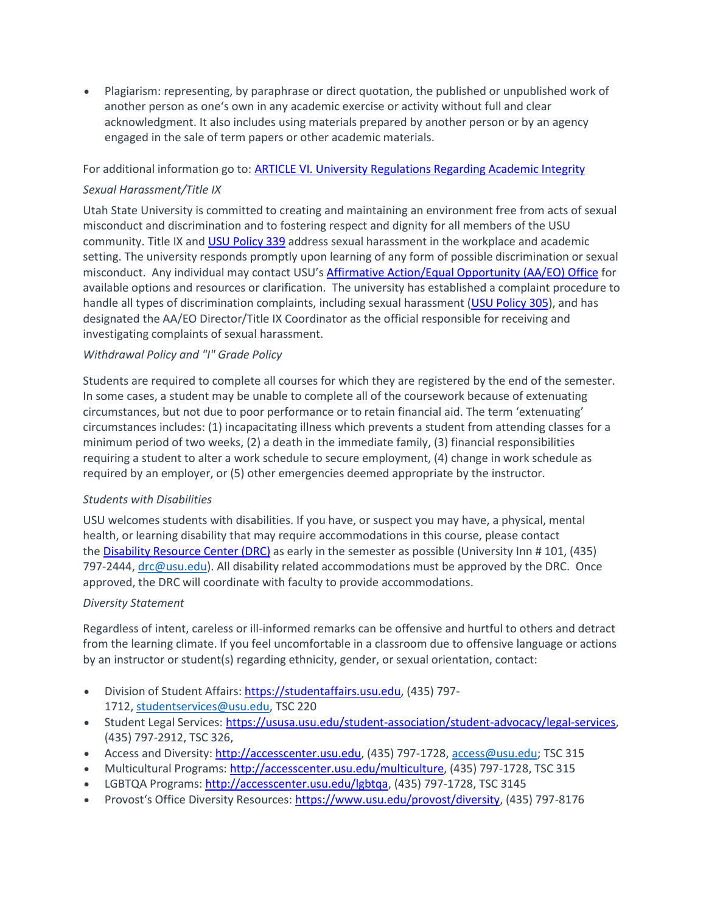- Plagiarism: representing, by paraphrase or direct quotation, the published or unpublished work of another person as one's own in any academic exercise or activity without full and clear acknowledgment. It also includes using materials prepared by another person or by an agency engaged in the sale of term papers or other academic materials.

For additional information go to: [ARTICLE VI. University Regulations Regarding Academic Integrity]()

*Sexual Harassment/Title IX*

Utah State University is committed to creating and maintaining an environment free from acts of sexual misconduct and discrimination and to fostering respect and dignity for all members of the USU community. Title IX and [USU Policy 339]() address sexual harassment in the workplace and academic setting. The university responds promptly upon learning of any form of possible discrimination or sexual misconduct. Any individual may contact USU's [Affirmative Action/Equal Opportunity (AA/EO) Office]() for available options and resources or clarification. The university has established a complaint procedure to handle all types of discrimination complaints, including sexual harassment ([USU Policy 305]()), and has designated the AA/EO Director/Title IX Coordinator as the official responsible for receiving and investigating complaints of sexual harassment.

*Withdrawal Policy and "I" Grade Policy*

Students are required to complete all courses for which they are registered by the end of the semester. In some cases, a student may be unable to complete all of the coursework because of extenuating circumstances, but not due to poor performance or to retain financial aid. The term 'extenuating' circumstances includes: (1) incapacitating illness which prevents a student from attending classes for a minimum period of two weeks, (2) a death in the immediate family, (3) financial responsibilities requiring a student to alter a work schedule to secure employment, (4) change in work schedule as required by an employer, or (5) other emergencies deemed appropriate by the instructor.

*Students with Disabilities*

USU welcomes students with disabilities. If you have, or suspect you may have, a physical, mental health, or learning disability that may require accommodations in this course, please contact the [Disability Resource Center (DRC)]() as early in the semester as possible (University Inn # 101, (435) 797-2444, drc@usu.edu). All disability related accommodations must be approved by the DRC. Once approved, the DRC will coordinate with faculty to provide accommodations.

*Diversity Statement*

Regardless of intent, careless or ill-informed remarks can be offensive and hurtful to others and detract from the learning climate. If you feel uncomfortable in a classroom due to offensive language or actions by an instructor or student(s) regarding ethnicity, gender, or sexual orientation, contact:

- Division of Student Affairs: https://studentaffairs.usu.edu, (435) 797-1712, studentservices@usu.edu, TSC 220
- Student Legal Services: https://ususa.usu.edu/student-association/student-advocacy/legal-services, (435) 797-2912, TSC 326,
- Access and Diversity: http://accesscenter.usu.edu, (435) 797-1728, access@usu.edu; TSC 315
- Multicultural Programs: http://accesscenter.usu.edu/multiculture, (435) 797-1728, TSC 315
- LGBTQA Programs: http://accesscenter.usu.edu/lgbtqa, (435) 797-1728, TSC 3145
- Provost's Office Diversity Resources: https://www.usu.edu/provost/diversity, (435) 797-8176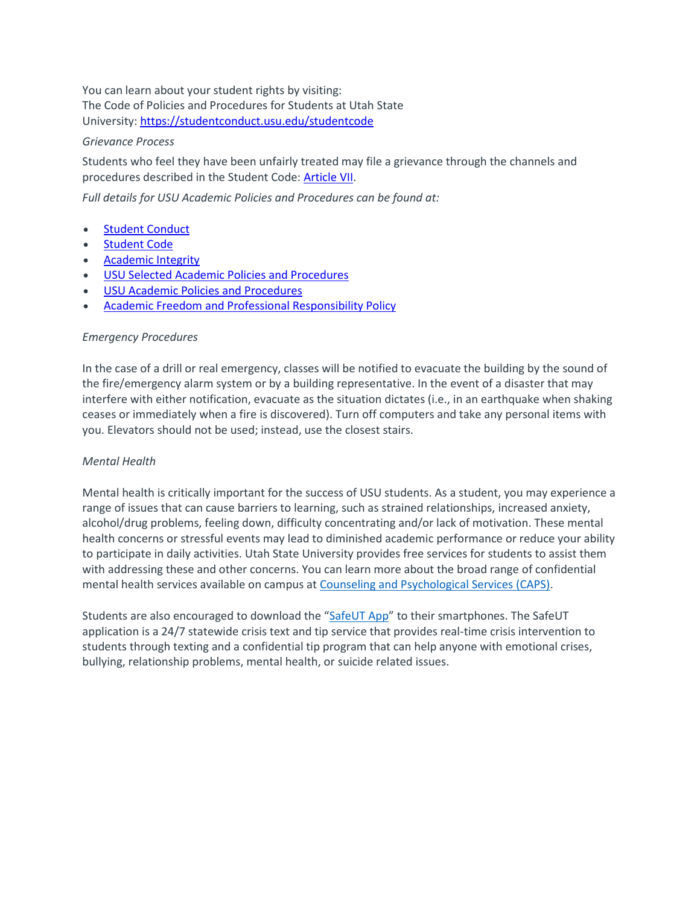You can learn about your student rights by visiting:
The Code of Policies and Procedures for Students at Utah State University: https://studentconduct.usu.edu/studentcode

*Grievance Process*

Students who feel they have been unfairly treated may file a grievance through the channels and procedures described in the Student Code: Article VII.

*Full details for USU Academic Policies and Procedures can be found at:*

- Student Conduct
- Student Code
- Academic Integrity
- USU Selected Academic Policies and Procedures
- USU Academic Policies and Procedures
- Academic Freedom and Professional Responsibility Policy

*Emergency Procedures*

In the case of a drill or real emergency, classes will be notified to evacuate the building by the sound of the fire/emergency alarm system or by a building representative. In the event of a disaster that may interfere with either notification, evacuate as the situation dictates (i.e., in an earthquake when shaking ceases or immediately when a fire is discovered). Turn off computers and take any personal items with you. Elevators should not be used; instead, use the closest stairs.

*Mental Health*

Mental health is critically important for the success of USU students. As a student, you may experience a range of issues that can cause barriers to learning, such as strained relationships, increased anxiety, alcohol/drug problems, feeling down, difficulty concentrating and/or lack of motivation. These mental health concerns or stressful events may lead to diminished academic performance or reduce your ability to participate in daily activities. Utah State University provides free services for students to assist them with addressing these and other concerns. You can learn more about the broad range of confidential mental health services available on campus at Counseling and Psychological Services (CAPS).

Students are also encouraged to download the "SafeUT App" to their smartphones. The SafeUT application is a 24/7 statewide crisis text and tip service that provides real-time crisis intervention to students through texting and a confidential tip program that can help anyone with emotional crises, bullying, relationship problems, mental health, or suicide related issues.